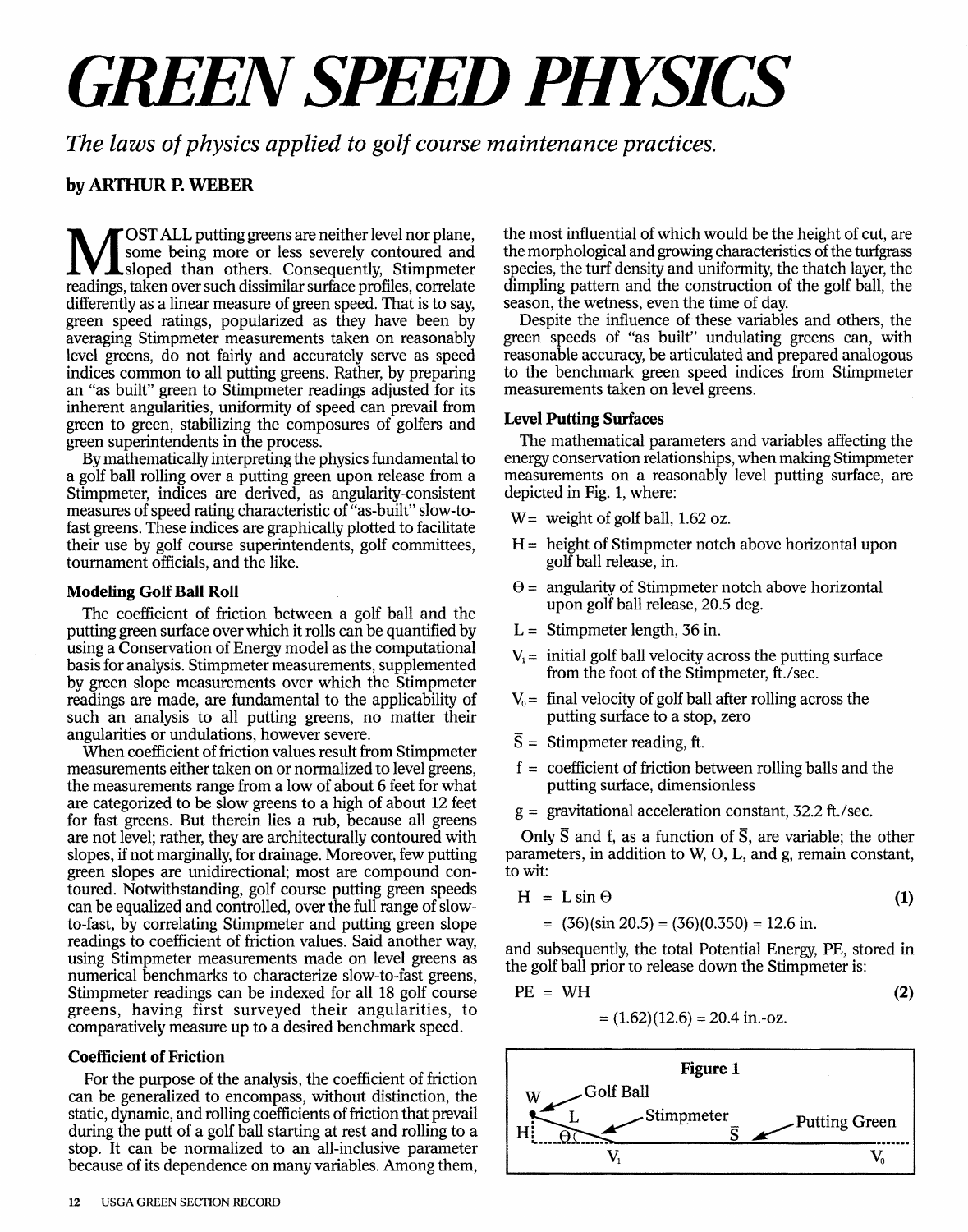# GREEN SPEED PHYSICS

*The laws of physics applied to golf course maintenance practices.*

**by ARTHUR P. WEBER**

MOST ALL putting greens are neither level nor plane, some being more or less severely contoured and sloped than others. Consequently, Stimpmeter readings, taken over such dissimilar surface profiles, correlate differently as a linear measure of green speed. That is to say, green speed ratings, popularized as they have been by averaging Stimpmeter measurements taken on reasonably level greens, do not fairly and accurately serve as speed indices common to all putting greens. Rather, by preparing an "as built" green to Stimpmeter readings adjusted for its inherent angularities, uniformity of speed can prevail from green to green, stabilizing the composures of golfers and green superintendents in the process.

By mathematically interpreting the physics fundamental to a golf ball rolling over a putting green upon release from a Stimpmeter, indices are derived, as angularity-consistent measures of speed rating characteristic of "as-built" slow-to-fast greens. These indices are graphically plotted to facilitate their use by golf course superintendents, golf committees, tournament officials, and the like.

### Modeling Golf Ball Roll

The coefficient of friction between a golf ball and the putting green surface over which it rolls can be quantified by using a Conservation of Energy model as the computational basis for analysis. Stimpmeter measurements, supplemented by green slope measurements over which the Stimpmeter readings are made, are fundamental to the applicability of such an analysis to all putting greens, no matter their angularities or undulations, however severe.

When coefficient of friction values result from Stimpmeter measurements either taken on or normalized to level greens, the measurements range from a low of about 6 feet for what are categorized to be slow greens to a high of about 12 feet for fast greens. But therein lies a rub, because all greens are not level; rather, they are architecturally contoured with slopes, if not marginally, for drainage. Moreover, few putting green slopes are unidirectional; most are compound contoured. Notwithstanding, golf course putting green speeds can be equalized and controlled, over the full range of slow-to-fast, by correlating Stimpmeter and putting green slope readings to coefficient of friction values. Said another way, using Stimpmeter measurements made on level greens as numerical benchmarks to characterize slow-to-fast greens, Stimpmeter readings can be indexed for all 18 golf course greens, having first surveyed their angularities, to comparatively measure up to a desired benchmark speed.

### Coefficient of Friction

For the purpose of the analysis, the coefficient of friction can be generalized to encompass, without distinction, the static, dynamic, and rolling coefficients of friction that prevail during the putt of a golf ball starting at rest and rolling to a stop. It can be normalized to an all-inclusive parameter because of its dependence on many variables. Among them, the most influential of which would be the height of cut, are the morphological and growing characteristics of the turfgrass species, the turf density and uniformity, the thatch layer, the dimpling pattern and the construction of the golf ball, the season, the wetness, even the time of day.

Despite the influence of these variables and others, the green speeds of "as built" undulating greens can, with reasonable accuracy, be articulated and prepared analogous to the benchmark green speed indices from Stimpmeter measurements taken on level greens.

### Level Putting Surfaces

The mathematical parameters and variables affecting the energy conservation relationships, when making Stimpmeter measurements on a reasonably level putting surface, are depicted in Fig. 1, where:

- $W$ = weight of golf ball, 1.62 oz.
- $H$ = height of Stimpmeter notch above horizontal upon golf ball release, in.
- $\Theta$ = angularity of Stimpmeter notch above horizontal upon golf ball release, 20.5 deg.
- $L$ = Stimpmeter length, 36 in.
- $V_1$ = initial golf ball velocity across the putting surface from the foot of the Stimpmeter, ft./sec.
- $V_0$ = final velocity of golf ball after rolling across the putting surface to a stop, zero
- $\bar{S}$ = Stimpmeter reading, ft.
- $f$ = coefficient of friction between rolling balls and the putting surface, dimensionless
- $g$ = gravitational acceleration constant, 32.2 ft./sec.

Only $\bar{S}$ and $f$, as a function of $\bar{S}$, are variable; the other parameters, in addition to $W$, $\Theta$, $L$, and $g$, remain constant, to wit:

$$H = L \sin \Theta \quad (1)$$

$$= (36)(\sin 20.5) = (36)(0.350) = 12.6 \text{ in.}$$

and subsequently, the total Potential Energy, PE, stored in the golf ball prior to release down the Stimpmeter is:

$$PE = WH \quad (2)$$

$$= (1.62)(12.6) = 20.4 \text{ in.-oz.}$$

**Figure 1**

W — Golf Ball; L — Stimpmeter; $\bar{S}$ — Putting Green; H; $\Theta$; $V_1$; $V_0$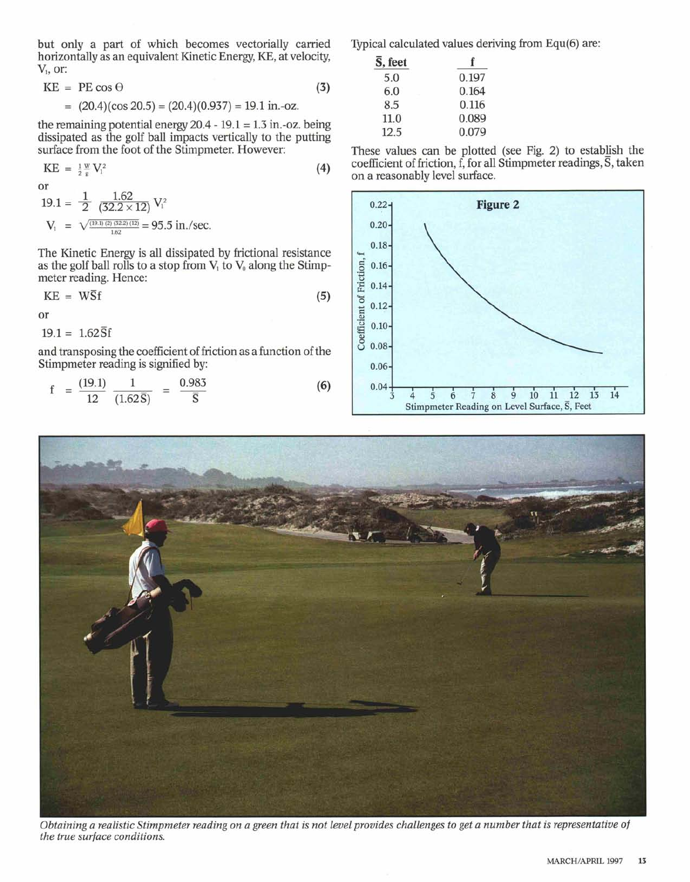but only a part of which becomes vectorially carried horizontally as an equivalent Kinetic Energy, KE, at velocity, $V_1$, or:

$$KE = PE \cos \Theta \tag{3}$$

$$= (20.4)(\cos 20.5) = (20.4)(0.937) = 19.1 \text{ in.-oz.}$$

the remaining potential energy 20.4 - 19.1 = 1.3 in.-oz. being dissipated as the golf ball impacts vertically to the putting surface from the foot of the Stimpmeter. However:

$$KE = \frac{1}{2}\frac{W}{g}V_1^2 \tag{4}$$

or

$$19.1 = \frac{1}{2}\frac{1.62}{(32.2 \times 12)}V_1^2$$

$$V_1 = \sqrt{\frac{(19.1)(2)(32.2)(12)}{1.62}} = 95.5 \text{ in./sec.}$$

The Kinetic Energy is all dissipated by frictional resistance as the golf ball rolls to a stop from $V_1$ to $V_0$ along the Stimpmeter reading. Hence:

$$KE = W\bar{S}f \tag{5}$$

or

$$19.1 = 1.62\bar{S}f$$

and transposing the coefficient of friction as a function of the Stimpmeter reading is signified by:

$$f = \frac{(19.1)}{12}\frac{1}{(1.62\bar{S})} = \frac{0.983}{\bar{S}} \tag{6}$$

Typical calculated values deriving from Equ(6) are:

| $\bar{S}$, feet | f |
|---|---|
| 5.0 | 0.197 |
| 6.0 | 0.164 |
| 8.5 | 0.116 |
| 11.0 | 0.089 |
| 12.5 | 0.079 |

These values can be plotted (see Fig. 2) to establish the coefficient of friction, f, for all Stimpmeter readings, $\bar{S}$, taken on a reasonably level surface.

**Figure 2**

Coefficient of Friction, f vs. Stimpmeter Reading on Level Surface, $\bar{S}$, Feet

*Obtaining a realistic Stimpmeter reading on a green that is not level provides challenges to get a number that is representative of the true surface conditions.*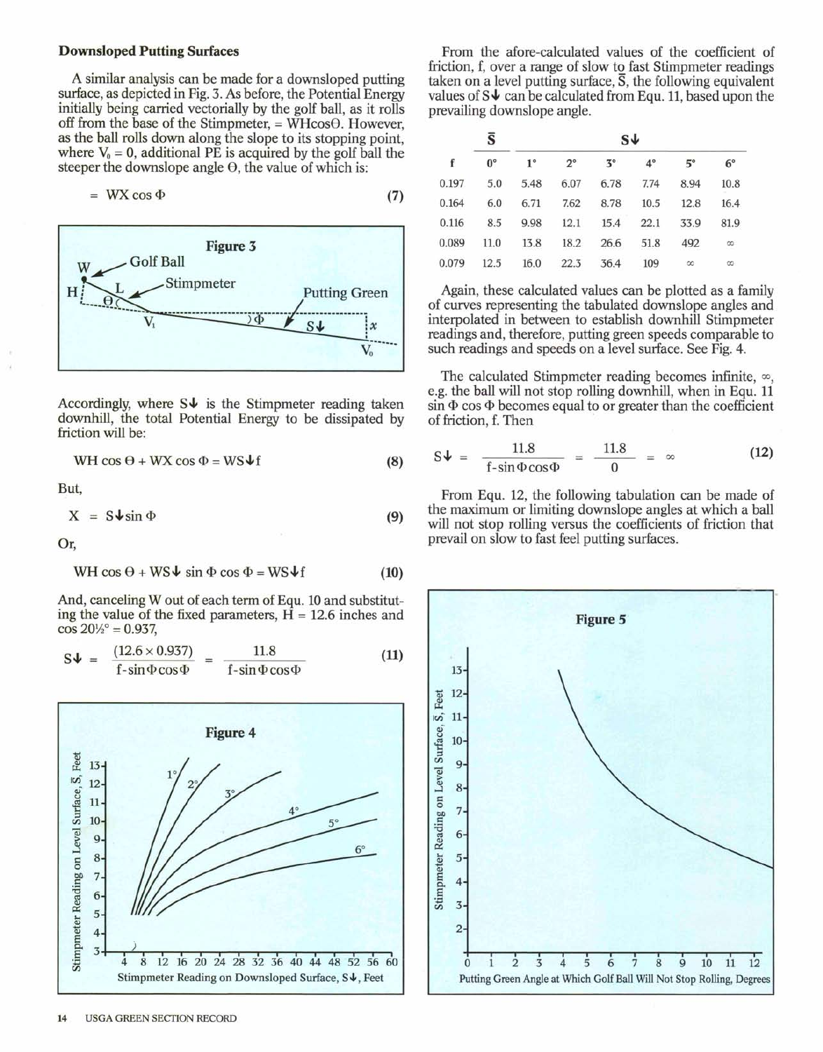### Downsloped Putting Surfaces

A similar analysis can be made for a downsloped putting surface, as depicted in Fig. 3. As before, the Potential Energy initially being carried vectorially by the golf ball, as it rolls off from the base of the Stimpmeter, = WHcosΘ. However, as the ball rolls down along the slope to its stopping point, where $V_0 = 0$, additional PE is acquired by the golf ball the steeper the downslope angle Θ, the value of which is:

$$= WX \cos \Phi \tag{7}$$

Accordingly, where S↓ is the Stimpmeter reading taken downhill, the total Potential Energy to be dissipated by friction will be:

$$WH \cos \Theta + WX \cos \Phi = WS{\downarrow}f \tag{8}$$

But,

$$X = S{\downarrow}\sin \Phi \tag{9}$$

Or,

$$WH \cos \Theta + WS{\downarrow} \sin \Phi \cos \Phi = WS{\downarrow}f \tag{10}$$

And, canceling W out of each term of Equ. 10 and substituting the value of the fixed parameters, H = 12.6 inches and cos 20½° = 0.937,

$$S{\downarrow} = \frac{(12.6 \times 0.937)}{f - \sin\Phi\cos\Phi} = \frac{11.8}{f - \sin\Phi\cos\Phi} \tag{11}$$

From the afore-calculated values of the coefficient of friction, f, over a range of slow to fast Stimpmeter readings taken on a level putting surface, $\bar{S}$, the following equivalent values of S↓ can be calculated from Equ. 11, based upon the prevailing downslope angle.

| | $\bar{S}$ | S↓ | | | | | |
|---|---|---|---|---|---|---|---|
| f | 0° | 1° | 2° | 3° | 4° | 5° | 6° |
| 0.197 | 5.0 | 5.48 | 6.07 | 6.78 | 7.74 | 8.94 | 10.8 |
| 0.164 | 6.0 | 6.71 | 7.62 | 8.78 | 10.5 | 12.8 | 16.4 |
| 0.116 | 8.5 | 9.98 | 12.1 | 15.4 | 22.1 | 33.9 | 81.9 |
| 0.089 | 11.0 | 13.8 | 18.2 | 26.6 | 51.8 | 492 | ∞ |
| 0.079 | 12.5 | 16.0 | 22.3 | 36.4 | 109 | ∞ | ∞ |

Again, these calculated values can be plotted as a family of curves representing the tabulated downslope angles and interpolated in between to establish downhill Stimpmeter readings and, therefore, putting green speeds comparable to such readings and speeds on a level surface. See Fig. 4.

The calculated Stimpmeter reading becomes infinite, ∞, e.g. the ball will not stop rolling downhill, when in Equ. 11 sin Φ cos Φ becomes equal to or greater than the coefficient of friction, f. Then

$$S{\downarrow} = \frac{11.8}{f - \sin\Phi\cos\Phi} = \frac{11.8}{0} = \infty \tag{12}$$

From Equ. 12, the following tabulation can be made of the maximum or limiting downslope angles at which a ball will not stop rolling versus the coefficients of friction that prevail on slow to fast feel putting surfaces.

Figure 3

Figure 4

Figure 5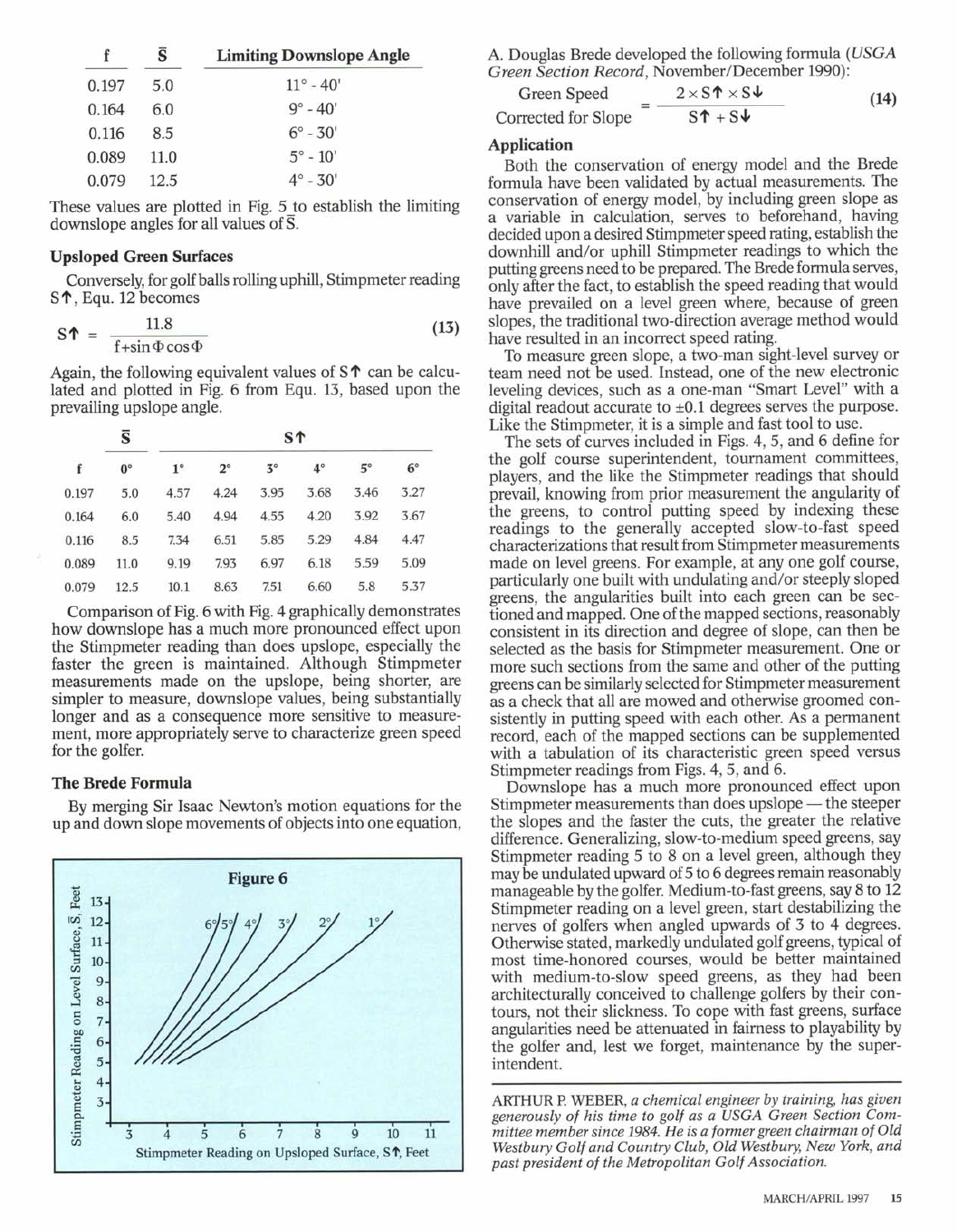| f | $\bar{S}$ | Limiting Downslope Angle |
|---|---|---|
| 0.197 | 5.0 | 11° - 40' |
| 0.164 | 6.0 | 9° - 40' |
| 0.116 | 8.5 | 6° - 30' |
| 0.089 | 11.0 | 5° - 10' |
| 0.079 | 12.5 | 4° - 30' |

These values are plotted in Fig. 5 to establish the limiting downslope angles for all values of $\bar{S}$.

### Upsloped Green Surfaces

Conversely, for golf balls rolling uphill, Stimpmeter reading $S\uparrow$, Equ. 12 becomes

$$S\uparrow = \frac{11.8}{f + \sin\Phi\cos\Phi} \tag{13}$$

Again, the following equivalent values of $S\uparrow$ can be calculated and plotted in Fig. 6 from Equ. 13, based upon the prevailing upslope angle.

| | $\bar{S}$ | $S\uparrow$ | | | | | |
|---|---|---|---|---|---|---|---|
| f | 0° | 1° | 2° | 3° | 4° | 5° | 6° |
| 0.197 | 5.0 | 4.57 | 4.24 | 3.95 | 3.68 | 3.46 | 3.27 |
| 0.164 | 6.0 | 5.40 | 4.94 | 4.55 | 4.20 | 3.92 | 3.67 |
| 0.116 | 8.5 | 7.34 | 6.51 | 5.85 | 5.29 | 4.84 | 4.47 |
| 0.089 | 11.0 | 9.19 | 7.93 | 6.97 | 6.18 | 5.59 | 5.09 |
| 0.079 | 12.5 | 10.1 | 8.63 | 7.51 | 6.60 | 5.8 | 5.37 |

Comparison of Fig. 6 with Fig. 4 graphically demonstrates how downslope has a much more pronounced effect upon the Stimpmeter reading than does upslope, especially the faster the green is maintained. Although Stimpmeter measurements made on the upslope, being shorter, are simpler to measure, downslope values, being substantially longer and as a consequence more sensitive to measurement, more appropriately serve to characterize green speed for the golfer.

### The Brede Formula

By merging Sir Isaac Newton's motion equations for the up and down slope movements of objects into one equation,

Figure 6

Stimpmeter Reading on Level Surface, $\bar{S}$, Feet

13
12
11
10
9
8
7
6
5
4
3

6° 5° 4° 3° 2° 1°

3 4 5 6 7 8 9 10 11

Stimpmeter Reading on Upsloped Surface, $S\uparrow$, Feet

A. Douglas Brede developed the following formula (*USGA Green Section Record*, November/December 1990):

$$\text{Green Speed Corrected for Slope} = \frac{2 \times S\uparrow \times S\downarrow}{S\uparrow + S\downarrow} \tag{14}$$

### Application

Both the conservation of energy model and the Brede formula have been validated by actual measurements. The conservation of energy model, by including green slope as a variable in calculation, serves to beforehand, having decided upon a desired Stimpmeter speed rating, establish the downhill and/or uphill Stimpmeter readings to which the putting greens need to be prepared. The Brede formula serves, only after the fact, to establish the speed reading that would have prevailed on a level green where, because of green slopes, the traditional two-direction average method would have resulted in an incorrect speed rating.

To measure green slope, a two-man sight-level survey or team need not be used. Instead, one of the new electronic leveling devices, such as a one-man "Smart Level" with a digital readout accurate to ±0.1 degrees serves the purpose. Like the Stimpmeter, it is a simple and fast tool to use.

The sets of curves included in Figs. 4, 5, and 6 define for the golf course superintendent, tournament committees, players, and the like the Stimpmeter readings that should prevail, knowing from prior measurement the angularity of the greens, to control putting speed by indexing these readings to the generally accepted slow-to-fast speed characterizations that result from Stimpmeter measurements made on level greens. For example, at any one golf course, particularly one built with undulating and/or steeply sloped greens, the angularities built into each green can be sectioned and mapped. One of the mapped sections, reasonably consistent in its direction and degree of slope, can then be selected as the basis for Stimpmeter measurement. One or more such sections from the same and other of the putting greens can be similarly selected for Stimpmeter measurement as a check that all are mowed and otherwise groomed consistently in putting speed with each other. As a permanent record, each of the mapped sections can be supplemented with a tabulation of its characteristic green speed versus Stimpmeter readings from Figs. 4, 5, and 6.

Downslope has a much more pronounced effect upon Stimpmeter measurements than does upslope — the steeper the slopes and the faster the cuts, the greater the relative difference. Generalizing, slow-to-medium speed greens, say Stimpmeter reading 5 to 8 on a level green, although they may be undulated upward of 5 to 6 degrees remain reasonably manageable by the golfer. Medium-to-fast greens, say 8 to 12 Stimpmeter reading on a level green, start destabilizing the nerves of golfers when angled upwards of 3 to 4 degrees. Otherwise stated, markedly undulated golf greens, typical of most time-honored courses, would be better maintained with medium-to-slow speed greens, as they had been architecturally conceived to challenge golfers by their contours, not their slickness. To cope with fast greens, surface angularities need be attenuated in fairness to playability by the golfer and, lest we forget, maintenance by the superintendent.

---

ARTHUR P. WEBER, *a chemical engineer by training, has given generously of his time to golf as a USGA Green Section Committee member since 1984. He is a former green chairman of Old Westbury Golf and Country Club, Old Westbury, New York, and past president of the Metropolitan Golf Association.*